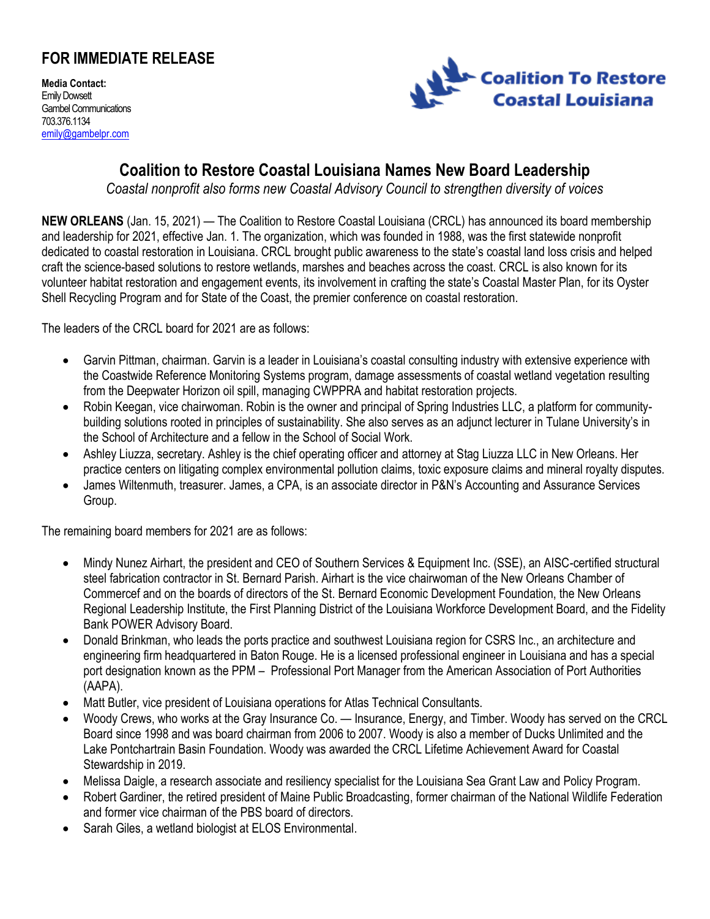# FOR IMMEDIATE RELEASE

**Media Contact:**
Emily Dowsett
Gambel Communications
703.376.1134
emily@gambelpr.com

Coalition To Restore Coastal Louisiana

## Coalition to Restore Coastal Louisiana Names New Board Leadership

*Coastal nonprofit also forms new Coastal Advisory Council to strengthen diversity of voices*

**NEW ORLEANS** (Jan. 15, 2021) — The Coalition to Restore Coastal Louisiana (CRCL) has announced its board membership and leadership for 2021, effective Jan. 1. The organization, which was founded in 1988, was the first statewide nonprofit dedicated to coastal restoration in Louisiana. CRCL brought public awareness to the state's coastal land loss crisis and helped craft the science-based solutions to restore wetlands, marshes and beaches across the coast. CRCL is also known for its volunteer habitat restoration and engagement events, its involvement in crafting the state's Coastal Master Plan, for its Oyster Shell Recycling Program and for State of the Coast, the premier conference on coastal restoration.

The leaders of the CRCL board for 2021 are as follows:

- Garvin Pittman, chairman. Garvin is a leader in Louisiana's coastal consulting industry with extensive experience with the Coastwide Reference Monitoring Systems program, damage assessments of coastal wetland vegetation resulting from the Deepwater Horizon oil spill, managing CWPPRA and habitat restoration projects.
- Robin Keegan, vice chairwoman. Robin is the owner and principal of Spring Industries LLC, a platform for community-building solutions rooted in principles of sustainability. She also serves as an adjunct lecturer in Tulane University's in the School of Architecture and a fellow in the School of Social Work.
- Ashley Liuzza, secretary. Ashley is the chief operating officer and attorney at Stag Liuzza LLC in New Orleans. Her practice centers on litigating complex environmental pollution claims, toxic exposure claims and mineral royalty disputes.
- James Wiltenmuth, treasurer. James, a CPA, is an associate director in P&N's Accounting and Assurance Services Group.

The remaining board members for 2021 are as follows:

- Mindy Nunez Airhart, the president and CEO of Southern Services & Equipment Inc. (SSE), an AISC-certified structural steel fabrication contractor in St. Bernard Parish. Airhart is the vice chairwoman of the New Orleans Chamber of Commercef and on the boards of directors of the St. Bernard Economic Development Foundation, the New Orleans Regional Leadership Institute, the First Planning District of the Louisiana Workforce Development Board, and the Fidelity Bank POWER Advisory Board.
- Donald Brinkman, who leads the ports practice and southwest Louisiana region for CSRS Inc., an architecture and engineering firm headquartered in Baton Rouge. He is a licensed professional engineer in Louisiana and has a special port designation known as the PPM – Professional Port Manager from the American Association of Port Authorities (AAPA).
- Matt Butler, vice president of Louisiana operations for Atlas Technical Consultants.
- Woody Crews, who works at the Gray Insurance Co. — Insurance, Energy, and Timber. Woody has served on the CRCL Board since 1998 and was board chairman from 2006 to 2007. Woody is also a member of Ducks Unlimited and the Lake Pontchartrain Basin Foundation. Woody was awarded the CRCL Lifetime Achievement Award for Coastal Stewardship in 2019.
- Melissa Daigle, a research associate and resiliency specialist for the Louisiana Sea Grant Law and Policy Program.
- Robert Gardiner, the retired president of Maine Public Broadcasting, former chairman of the National Wildlife Federation and former vice chairman of the PBS board of directors.
- Sarah Giles, a wetland biologist at ELOS Environmental.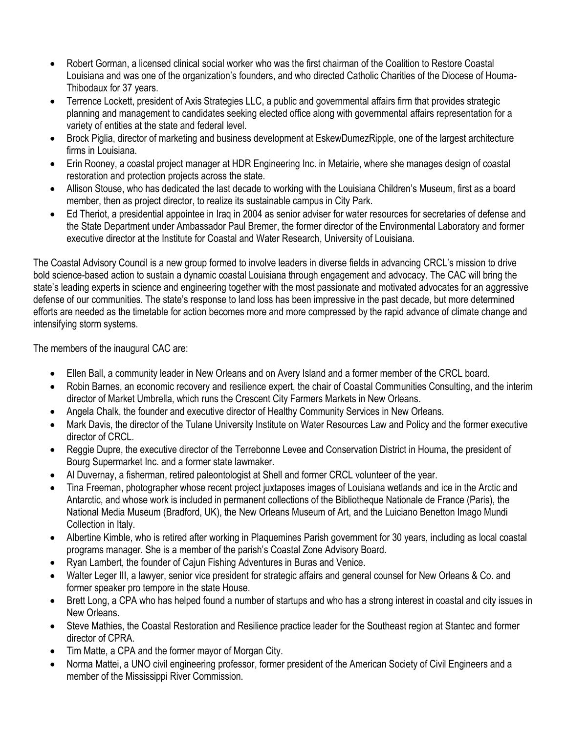- Robert Gorman, a licensed clinical social worker who was the first chairman of the Coalition to Restore Coastal Louisiana and was one of the organization's founders, and who directed Catholic Charities of the Diocese of Houma-Thibodaux for 37 years.
- Terrence Lockett, president of Axis Strategies LLC, a public and governmental affairs firm that provides strategic planning and management to candidates seeking elected office along with governmental affairs representation for a variety of entities at the state and federal level.
- Brock Piglia, director of marketing and business development at EskewDumezRipple, one of the largest architecture firms in Louisiana.
- Erin Rooney, a coastal project manager at HDR Engineering Inc. in Metairie, where she manages design of coastal restoration and protection projects across the state.
- Allison Stouse, who has dedicated the last decade to working with the Louisiana Children's Museum, first as a board member, then as project director, to realize its sustainable campus in City Park.
- Ed Theriot, a presidential appointee in Iraq in 2004 as senior adviser for water resources for secretaries of defense and the State Department under Ambassador Paul Bremer, the former director of the Environmental Laboratory and former executive director at the Institute for Coastal and Water Research, University of Louisiana.

The Coastal Advisory Council is a new group formed to involve leaders in diverse fields in advancing CRCL's mission to drive bold science-based action to sustain a dynamic coastal Louisiana through engagement and advocacy. The CAC will bring the state's leading experts in science and engineering together with the most passionate and motivated advocates for an aggressive defense of our communities. The state's response to land loss has been impressive in the past decade, but more determined efforts are needed as the timetable for action becomes more and more compressed by the rapid advance of climate change and intensifying storm systems.

The members of the inaugural CAC are:

- Ellen Ball, a community leader in New Orleans and on Avery Island and a former member of the CRCL board.
- Robin Barnes, an economic recovery and resilience expert, the chair of Coastal Communities Consulting, and the interim director of Market Umbrella, which runs the Crescent City Farmers Markets in New Orleans.
- Angela Chalk, the founder and executive director of Healthy Community Services in New Orleans.
- Mark Davis, the director of the Tulane University Institute on Water Resources Law and Policy and the former executive director of CRCL.
- Reggie Dupre, the executive director of the Terrebonne Levee and Conservation District in Houma, the president of Bourg Supermarket Inc. and a former state lawmaker.
- Al Duvernay, a fisherman, retired paleontologist at Shell and former CRCL volunteer of the year.
- Tina Freeman, photographer whose recent project juxtaposes images of Louisiana wetlands and ice in the Arctic and Antarctic, and whose work is included in permanent collections of the Bibliotheque Nationale de France (Paris), the National Media Museum (Bradford, UK), the New Orleans Museum of Art, and the Luiciano Benetton Imago Mundi Collection in Italy.
- Albertine Kimble, who is retired after working in Plaquemines Parish government for 30 years, including as local coastal programs manager. She is a member of the parish's Coastal Zone Advisory Board.
- Ryan Lambert, the founder of Cajun Fishing Adventures in Buras and Venice.
- Walter Leger III, a lawyer, senior vice president for strategic affairs and general counsel for New Orleans & Co. and former speaker pro tempore in the state House.
- Brett Long, a CPA who has helped found a number of startups and who has a strong interest in coastal and city issues in New Orleans.
- Steve Mathies, the Coastal Restoration and Resilience practice leader for the Southeast region at Stantec and former director of CPRA.
- Tim Matte, a CPA and the former mayor of Morgan City.
- Norma Mattei, a UNO civil engineering professor, former president of the American Society of Civil Engineers and a member of the Mississippi River Commission.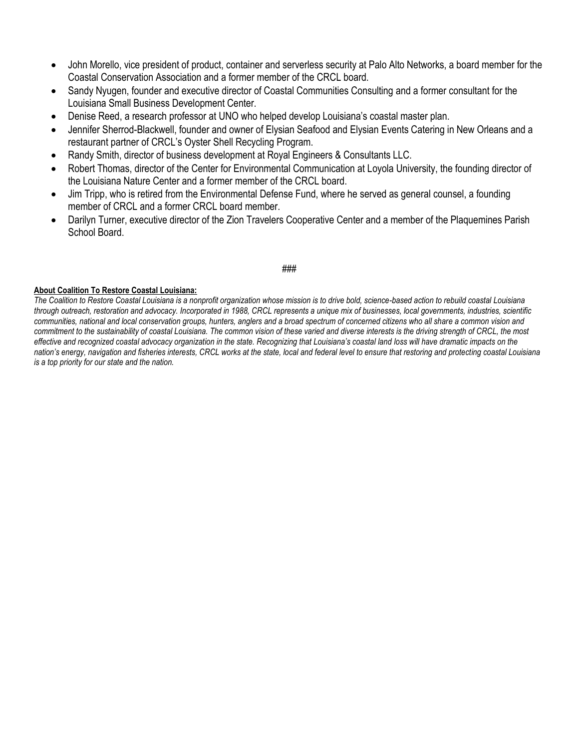- John Morello, vice president of product, container and serverless security at Palo Alto Networks, a board member for the Coastal Conservation Association and a former member of the CRCL board.
- Sandy Nyugen, founder and executive director of Coastal Communities Consulting and a former consultant for the Louisiana Small Business Development Center.
- Denise Reed, a research professor at UNO who helped develop Louisiana's coastal master plan.
- Jennifer Sherrod-Blackwell, founder and owner of Elysian Seafood and Elysian Events Catering in New Orleans and a restaurant partner of CRCL's Oyster Shell Recycling Program.
- Randy Smith, director of business development at Royal Engineers & Consultants LLC.
- Robert Thomas, director of the Center for Environmental Communication at Loyola University, the founding director of the Louisiana Nature Center and a former member of the CRCL board.
- Jim Tripp, who is retired from the Environmental Defense Fund, where he served as general counsel, a founding member of CRCL and a former CRCL board member.
- Darilyn Turner, executive director of the Zion Travelers Cooperative Center and a member of the Plaquemines Parish School Board.

###

**About Coalition To Restore Coastal Louisiana:**

*The Coalition to Restore Coastal Louisiana is a nonprofit organization whose mission is to drive bold, science-based action to rebuild coastal Louisiana through outreach, restoration and advocacy. Incorporated in 1988, CRCL represents a unique mix of businesses, local governments, industries, scientific communities, national and local conservation groups, hunters, anglers and a broad spectrum of concerned citizens who all share a common vision and commitment to the sustainability of coastal Louisiana. The common vision of these varied and diverse interests is the driving strength of CRCL, the most effective and recognized coastal advocacy organization in the state. Recognizing that Louisiana's coastal land loss will have dramatic impacts on the nation's energy, navigation and fisheries interests, CRCL works at the state, local and federal level to ensure that restoring and protecting coastal Louisiana is a top priority for our state and the nation.*